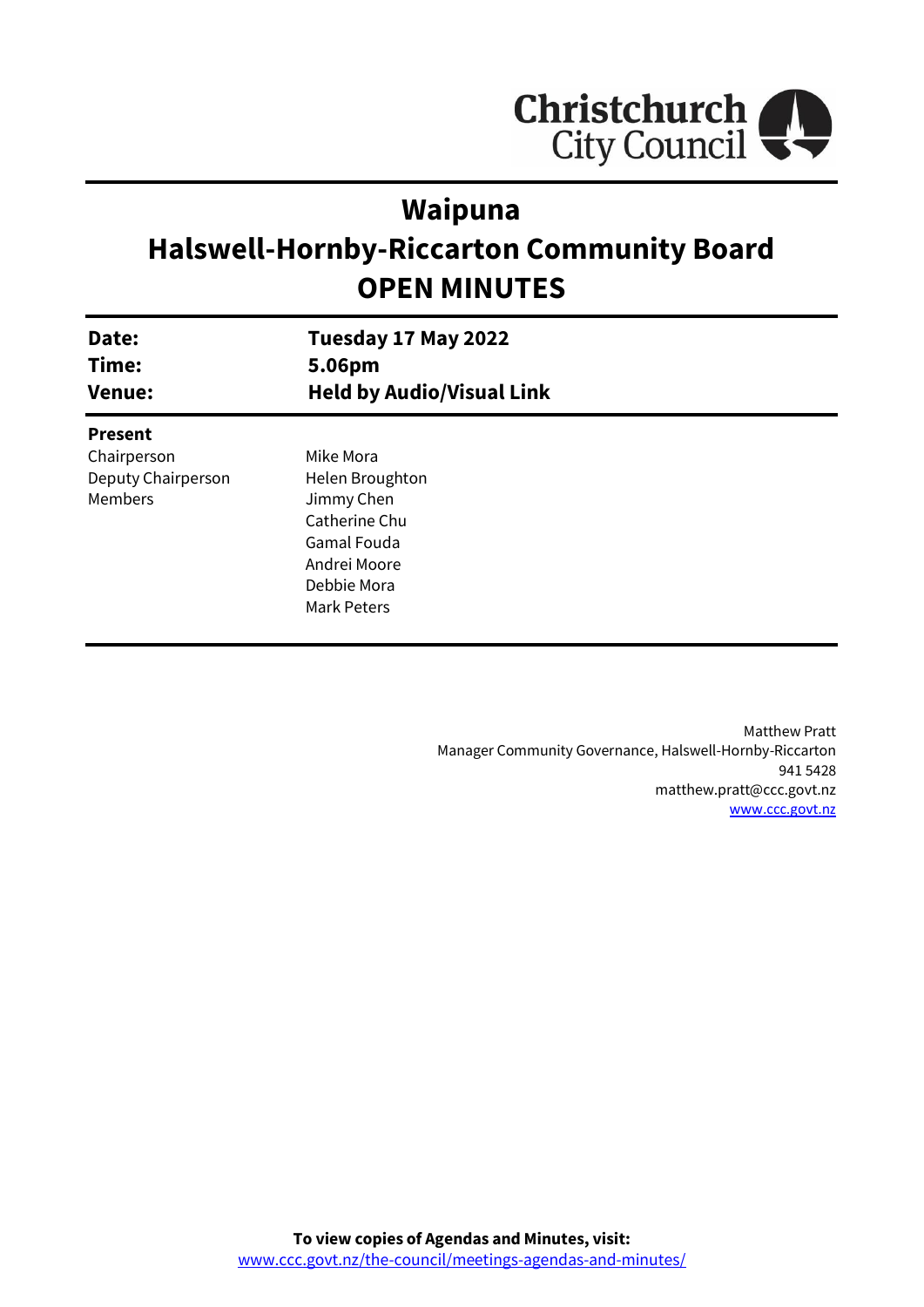Christchurch City Council

# Waipuna
# Halswell-Hornby-Riccarton Community Board
# OPEN MINUTES

| | |
|---|---|
| **Date:** | **Tuesday 17 May 2022** |
| **Time:** | **5.06pm** |
| **Venue:** | **Held by Audio/Visual Link** |

**Present**

| | |
|---|---|
| Chairperson | Mike Mora |
| Deputy Chairperson | Helen Broughton |
| Members | Jimmy Chen |
| | Catherine Chu |
| | Gamal Fouda |
| | Andrei Moore |
| | Debbie Mora |
| | Mark Peters |

Matthew Pratt
Manager Community Governance, Halswell-Hornby-Riccarton
941 5428
matthew.pratt@ccc.govt.nz
www.ccc.govt.nz

**To view copies of Agendas and Minutes, visit:**
www.ccc.govt.nz/the-council/meetings-agendas-and-minutes/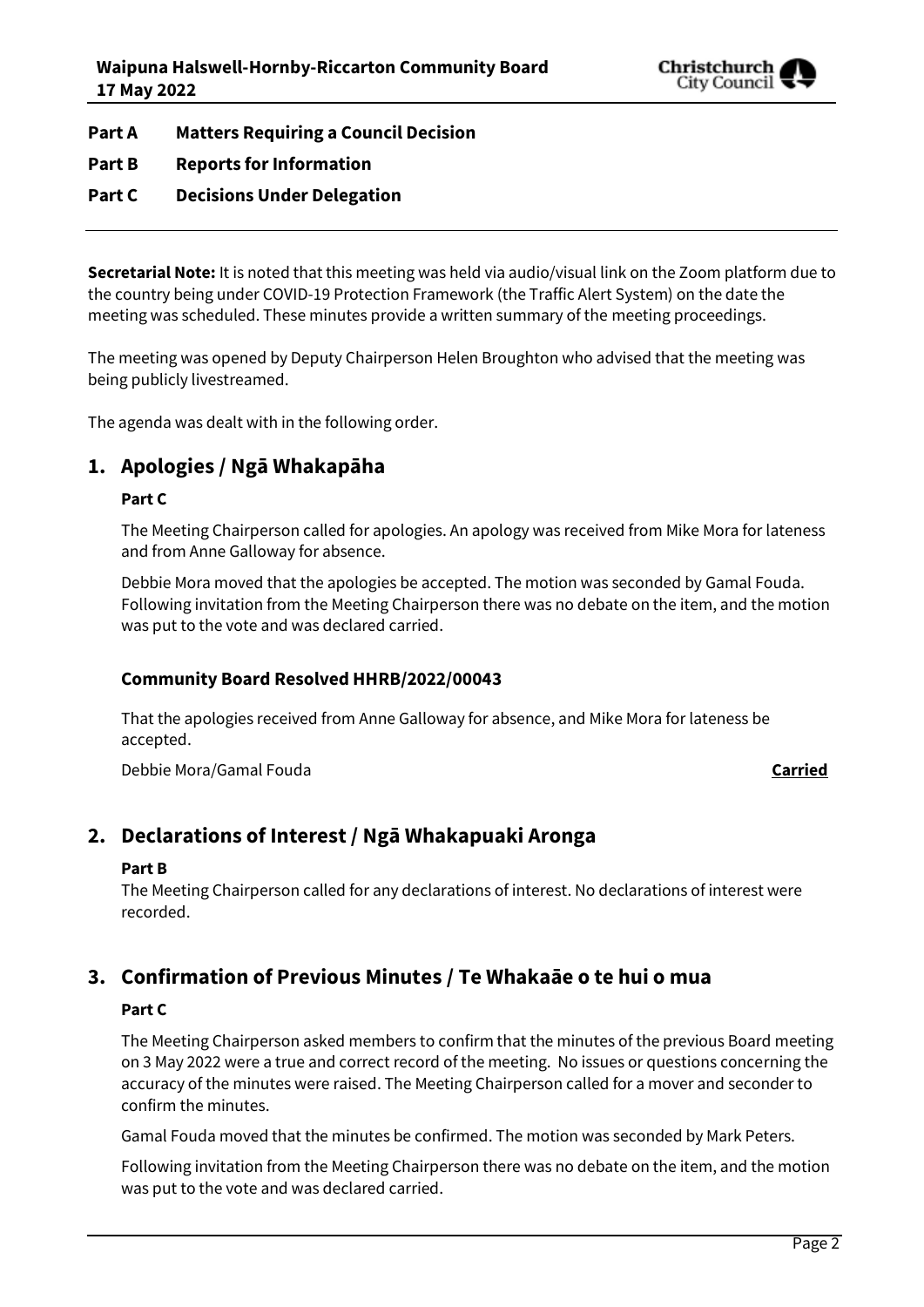**Part A Matters Requiring a Council Decision**

**Part B Reports for Information**

**Part C Decisions Under Delegation**

---

**Secretarial Note:** It is noted that this meeting was held via audio/visual link on the Zoom platform due to the country being under COVID-19 Protection Framework (the Traffic Alert System) on the date the meeting was scheduled. These minutes provide a written summary of the meeting proceedings.

The meeting was opened by Deputy Chairperson Helen Broughton who advised that the meeting was being publicly livestreamed.

The agenda was dealt with in the following order.

## 1. Apologies / Ngā Whakapāha

**Part C**

The Meeting Chairperson called for apologies. An apology was received from Mike Mora for lateness and from Anne Galloway for absence.

Debbie Mora moved that the apologies be accepted. The motion was seconded by Gamal Fouda. Following invitation from the Meeting Chairperson there was no debate on the item, and the motion was put to the vote and was declared carried.

### Community Board Resolved HHRB/2022/00043

That the apologies received from Anne Galloway for absence, and Mike Mora for lateness be accepted.

Debbie Mora/Gamal Fouda **Carried**

## 2. Declarations of Interest / Ngā Whakapuaki Aronga

**Part B**

The Meeting Chairperson called for any declarations of interest. No declarations of interest were recorded.

## 3. Confirmation of Previous Minutes / Te Whakaāe o te hui o mua

**Part C**

The Meeting Chairperson asked members to confirm that the minutes of the previous Board meeting on 3 May 2022 were a true and correct record of the meeting. No issues or questions concerning the accuracy of the minutes were raised. The Meeting Chairperson called for a mover and seconder to confirm the minutes.

Gamal Fouda moved that the minutes be confirmed. The motion was seconded by Mark Peters.

Following invitation from the Meeting Chairperson there was no debate on the item, and the motion was put to the vote and was declared carried.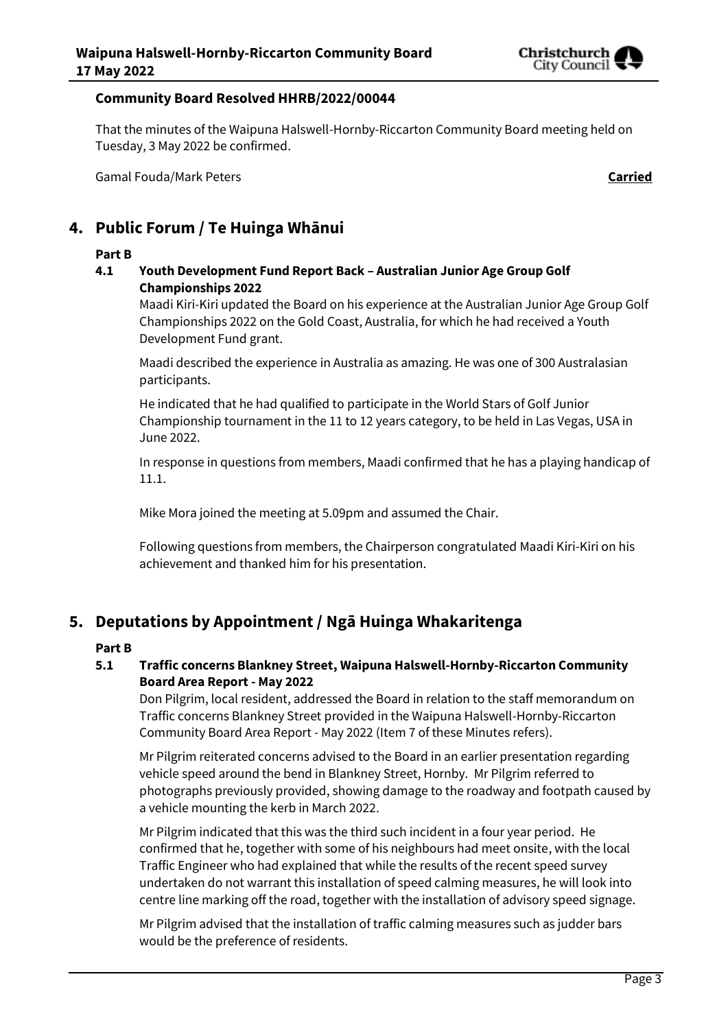**Community Board Resolved HHRB/2022/00044**

That the minutes of the Waipuna Halswell-Hornby-Riccarton Community Board meeting held on Tuesday, 3 May 2022 be confirmed.

Gamal Fouda/Mark Peters **Carried**

## 4. Public Forum / Te Huinga Whānui

**Part B**

**4.1 Youth Development Fund Report Back – Australian Junior Age Group Golf Championships 2022**

Maadi Kiri-Kiri updated the Board on his experience at the Australian Junior Age Group Golf Championships 2022 on the Gold Coast, Australia, for which he had received a Youth Development Fund grant.

Maadi described the experience in Australia as amazing. He was one of 300 Australasian participants.

He indicated that he had qualified to participate in the World Stars of Golf Junior Championship tournament in the 11 to 12 years category, to be held in Las Vegas, USA in June 2022.

In response in questions from members, Maadi confirmed that he has a playing handicap of 11.1.

Mike Mora joined the meeting at 5.09pm and assumed the Chair.

Following questions from members, the Chairperson congratulated Maadi Kiri-Kiri on his achievement and thanked him for his presentation.

## 5. Deputations by Appointment / Ngā Huinga Whakaritenga

**Part B**

**5.1 Traffic concerns Blankney Street, Waipuna Halswell-Hornby-Riccarton Community Board Area Report - May 2022**

Don Pilgrim, local resident, addressed the Board in relation to the staff memorandum on Traffic concerns Blankney Street provided in the Waipuna Halswell-Hornby-Riccarton Community Board Area Report - May 2022 (Item 7 of these Minutes refers).

Mr Pilgrim reiterated concerns advised to the Board in an earlier presentation regarding vehicle speed around the bend in Blankney Street, Hornby. Mr Pilgrim referred to photographs previously provided, showing damage to the roadway and footpath caused by a vehicle mounting the kerb in March 2022.

Mr Pilgrim indicated that this was the third such incident in a four year period. He confirmed that he, together with some of his neighbours had meet onsite, with the local Traffic Engineer who had explained that while the results of the recent speed survey undertaken do not warrant this installation of speed calming measures, he will look into centre line marking off the road, together with the installation of advisory speed signage.

Mr Pilgrim advised that the installation of traffic calming measures such as judder bars would be the preference of residents.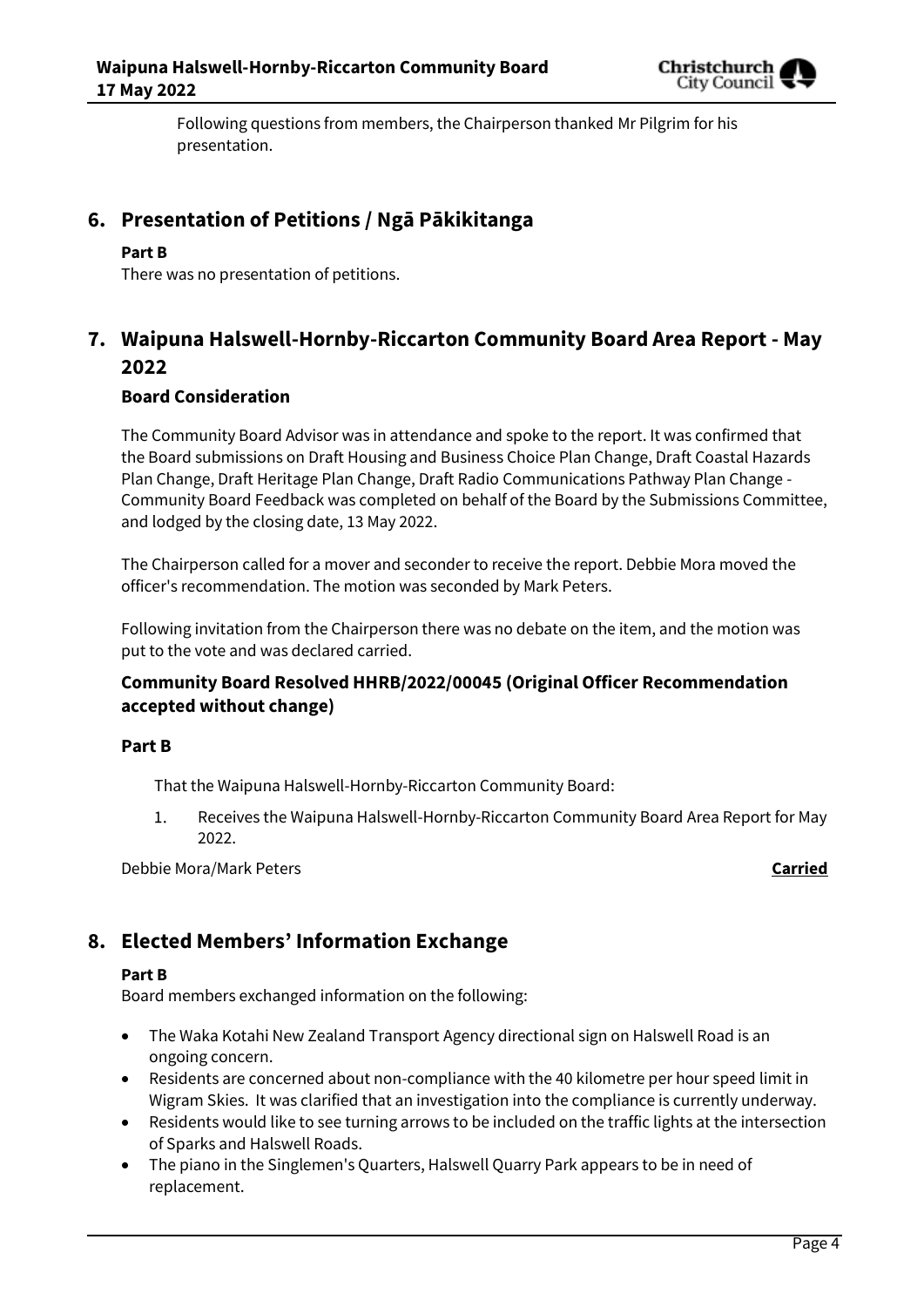Following questions from members, the Chairperson thanked Mr Pilgrim for his presentation.

## 6. Presentation of Petitions / Ngā Pākikitanga

**Part B**

There was no presentation of petitions.

## 7. Waipuna Halswell-Hornby-Riccarton Community Board Area Report - May 2022

### Board Consideration

The Community Board Advisor was in attendance and spoke to the report. It was confirmed that the Board submissions on Draft Housing and Business Choice Plan Change, Draft Coastal Hazards Plan Change, Draft Heritage Plan Change, Draft Radio Communications Pathway Plan Change - Community Board Feedback was completed on behalf of the Board by the Submissions Committee, and lodged by the closing date, 13 May 2022.

The Chairperson called for a mover and seconder to receive the report. Debbie Mora moved the officer's recommendation. The motion was seconded by Mark Peters.

Following invitation from the Chairperson there was no debate on the item, and the motion was put to the vote and was declared carried.

### Community Board Resolved HHRB/2022/00045 (Original Officer Recommendation accepted without change)

**Part B**

That the Waipuna Halswell-Hornby-Riccarton Community Board:

1. Receives the Waipuna Halswell-Hornby-Riccarton Community Board Area Report for May 2022.

Debbie Mora/Mark Peters **Carried**

## 8. Elected Members' Information Exchange

**Part B**

Board members exchanged information on the following:

- The Waka Kotahi New Zealand Transport Agency directional sign on Halswell Road is an ongoing concern.
- Residents are concerned about non-compliance with the 40 kilometre per hour speed limit in Wigram Skies. It was clarified that an investigation into the compliance is currently underway.
- Residents would like to see turning arrows to be included on the traffic lights at the intersection of Sparks and Halswell Roads.
- The piano in the Singlemen's Quarters, Halswell Quarry Park appears to be in need of replacement.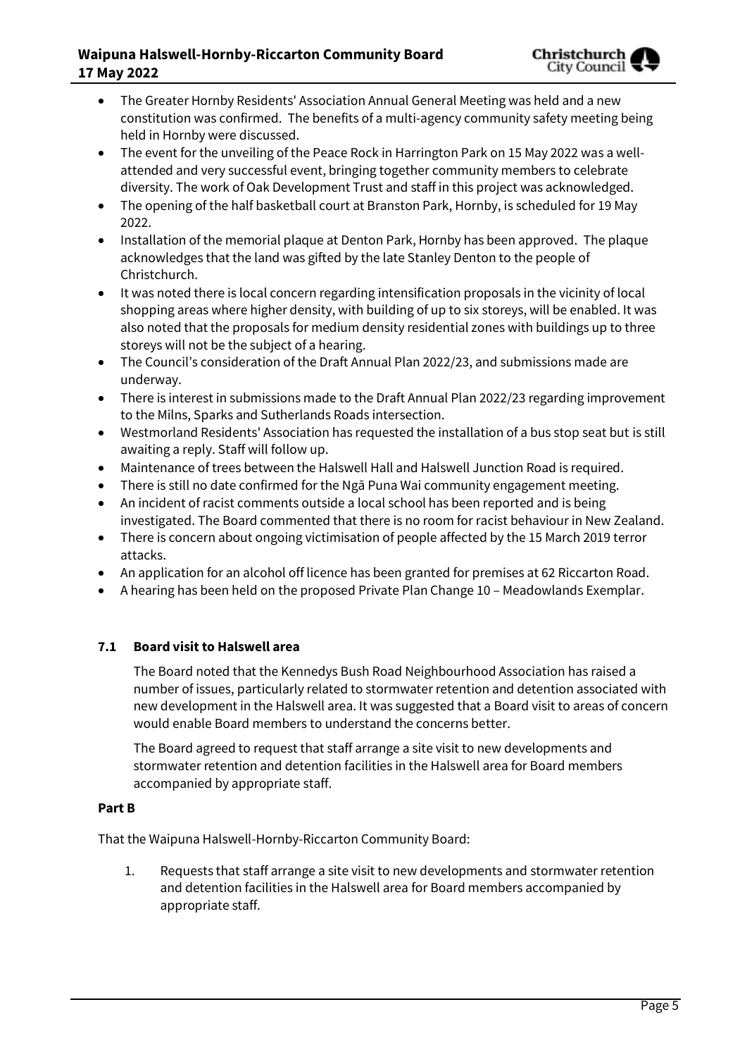- The Greater Hornby Residents' Association Annual General Meeting was held and a new constitution was confirmed. The benefits of a multi-agency community safety meeting being held in Hornby were discussed.
- The event for the unveiling of the Peace Rock in Harrington Park on 15 May 2022 was a well-attended and very successful event, bringing together community members to celebrate diversity. The work of Oak Development Trust and staff in this project was acknowledged.
- The opening of the half basketball court at Branston Park, Hornby, is scheduled for 19 May 2022.
- Installation of the memorial plaque at Denton Park, Hornby has been approved. The plaque acknowledges that the land was gifted by the late Stanley Denton to the people of Christchurch.
- It was noted there is local concern regarding intensification proposals in the vicinity of local shopping areas where higher density, with building of up to six storeys, will be enabled. It was also noted that the proposals for medium density residential zones with buildings up to three storeys will not be the subject of a hearing.
- The Council's consideration of the Draft Annual Plan 2022/23, and submissions made are underway.
- There is interest in submissions made to the Draft Annual Plan 2022/23 regarding improvement to the Milns, Sparks and Sutherlands Roads intersection.
- Westmorland Residents' Association has requested the installation of a bus stop seat but is still awaiting a reply. Staff will follow up.
- Maintenance of trees between the Halswell Hall and Halswell Junction Road is required.
- There is still no date confirmed for the Ngā Puna Wai community engagement meeting.
- An incident of racist comments outside a local school has been reported and is being investigated. The Board commented that there is no room for racist behaviour in New Zealand.
- There is concern about ongoing victimisation of people affected by the 15 March 2019 terror attacks.
- An application for an alcohol off licence has been granted for premises at 62 Riccarton Road.
- A hearing has been held on the proposed Private Plan Change 10 – Meadowlands Exemplar.

### 7.1 Board visit to Halswell area

The Board noted that the Kennedys Bush Road Neighbourhood Association has raised a number of issues, particularly related to stormwater retention and detention associated with new development in the Halswell area. It was suggested that a Board visit to areas of concern would enable Board members to understand the concerns better.

The Board agreed to request that staff arrange a site visit to new developments and stormwater retention and detention facilities in the Halswell area for Board members accompanied by appropriate staff.

**Part B**

That the Waipuna Halswell-Hornby-Riccarton Community Board:

1. Requests that staff arrange a site visit to new developments and stormwater retention and detention facilities in the Halswell area for Board members accompanied by appropriate staff.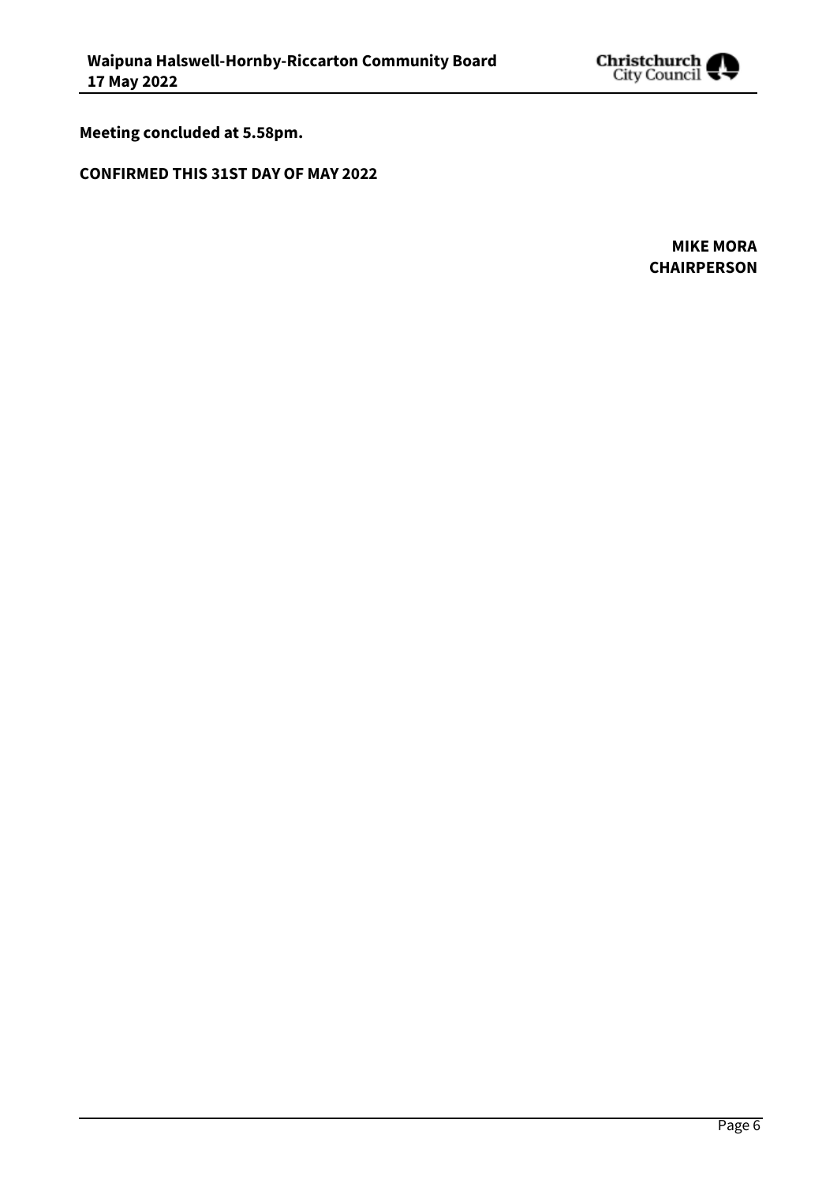**Meeting concluded at 5.58pm.**

**CONFIRMED THIS 31ST DAY OF MAY 2022**

**MIKE MORA**
**CHAIRPERSON**